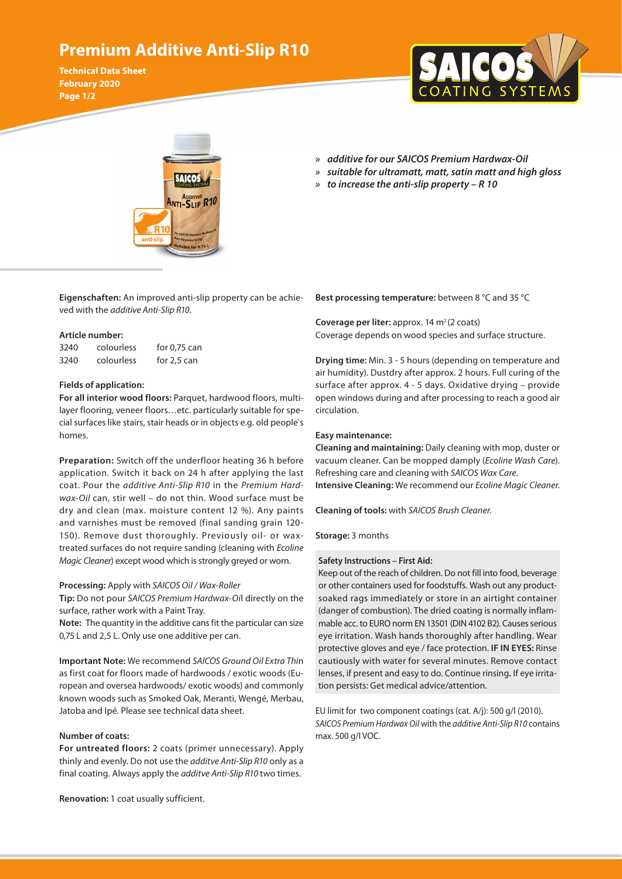# Premium Additive Anti-Slip R10

**Technical Data Sheet**
**February 2020**

- » ***additive for our SAICOS Premium Hardwax-Oil***
- » ***suitable for ultramatt, matt, satin matt and high gloss***
- » ***to increase the anti-slip property – R 10***

**Eigenschaften:** An improved anti-slip property can be achieved with the *additive Anti-Slip R10*.

**Article number:**

| | | |
|---|---|---|
| 3240 | colourless | for 0,75 can |
| 3240 | colourless | for 2,5 can |

**Fields of application:**

**For all interior wood floors:** Parquet, hardwood floors, multilayer flooring, veneer floors…etc. particularly suitable for special surfaces like stairs, stair heads or in objects e.g. old people`s homes.

**Preparation:** Switch off the underfloor heating 36 h before application. Switch it back on 24 h after applying the last coat. Pour the *additive Anti-Slip R10* in the *Premium Hardwax-Oil* can, stir well – do not thin. Wood surface must be dry and clean (max. moisture content 12 %). Any paints and varnishes must be removed (final sanding grain 120-150). Remove dust thoroughly. Previously oil- or wax-treated surfaces do not require sanding (cleaning with *Ecoline Magic Cleaner*) except wood which is strongly greyed or worn.

**Processing:** Apply with *SAICOS Oil / Wax-Roller*

**Tip:** Do not pour *SAICOS Premium Hardwax-Oil* directly on the surface, rather work with a Paint Tray.

**Note:** The quantity in the additive cans fit the particular can size 0,75 L and 2,5 L. Only use one additive per can.

**Important Note:** We recommend *SAICOS Ground Oil Extra Thin* as first coat for floors made of hardwoods / exotic woods (European and oversea hardwoods/ exotic woods) and commonly known woods such as Smoked Oak, Meranti, Wengé, Merbau, Jatoba and Ipé. Please see technical data sheet.

**Number of coats:**

**For untreated floors:** 2 coats (primer unnecessary). Apply thinly and evenly. Do not use the *additve Anti-Slip R10* only as a final coating. Always apply the *additve Anti-Slip R10* two times.

**Renovation:** 1 coat usually sufficient.

**Best processing temperature:** between 8 °C and 35 °C

**Coverage per liter:** approx. 14 m$^2$ (2 coats)
Coverage depends on wood species and surface structure.

**Drying time:** Min. 3 - 5 hours (depending on temperature and air humidity). Dustdry after approx. 2 hours. Full curing of the surface after approx. 4 - 5 days. Oxidative drying – provide open windows during and after processing to reach a good air circulation.

**Easy maintenance:**

**Cleaning and maintaining:** Daily cleaning with mop, duster or vacuum cleaner. Can be mopped damply (*Ecoline Wash Care*). Refreshing care and cleaning with *SAICOS Wax Care*.
**Intensive Cleaning:** We recommend our *Ecoline Magic Cleaner*.

**Cleaning of tools:** with *SAICOS Brush Cleaner*.

**Storage:** 3 months

**Safety Instructions – First Aid:**
Keep out of the reach of children. Do not fill into food, beverage or other containers used for foodstuffs. Wash out any product-soaked rags immediately or store in an airtight container (danger of combustion). The dried coating is normally inflammable acc. to EURO norm EN 13501 (DIN 4102 B2). Causes serious eye irritation. Wash hands thoroughly after handling. Wear protective gloves and eye / face protection. **IF IN EYES:** Rinse cautiously with water for several minutes. Remove contact lenses, if present and easy to do. Continue rinsing**.** If eye irritation persists: Get medical advice/attention.

EU limit for two component coatings (cat. A/j): 500 g/l (2010). *SAICOS Premium Hardwax Oil* with the *additive Anti-Slip R10* contains max. 500 g/l VOC.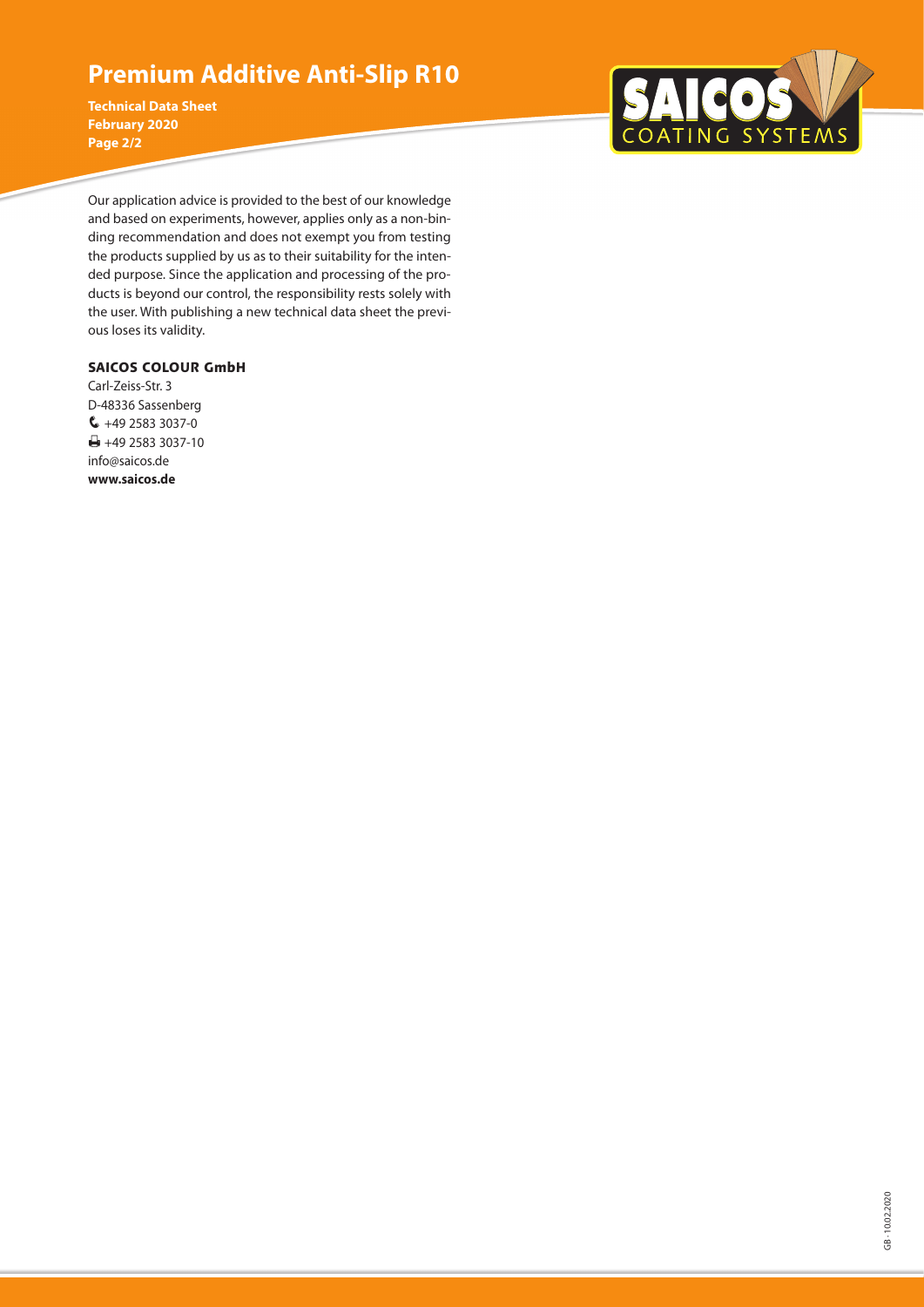Our application advice is provided to the best of our knowledge and based on experiments, however, applies only as a non-binding recommendation and does not exempt you from testing the products supplied by us as to their suitability for the intended purpose. Since the application and processing of the products is beyond our control, the responsibility rests solely with the user. With publishing a new technical data sheet the previous loses its validity.

**SAICOS COLOUR GmbH**

Carl-Zeiss-Str. 3
D-48336 Sassenberg
+49 2583 3037-0
+49 2583 3037-10
info@saicos.de
**www.saicos.de**

GB · 10.02.2020